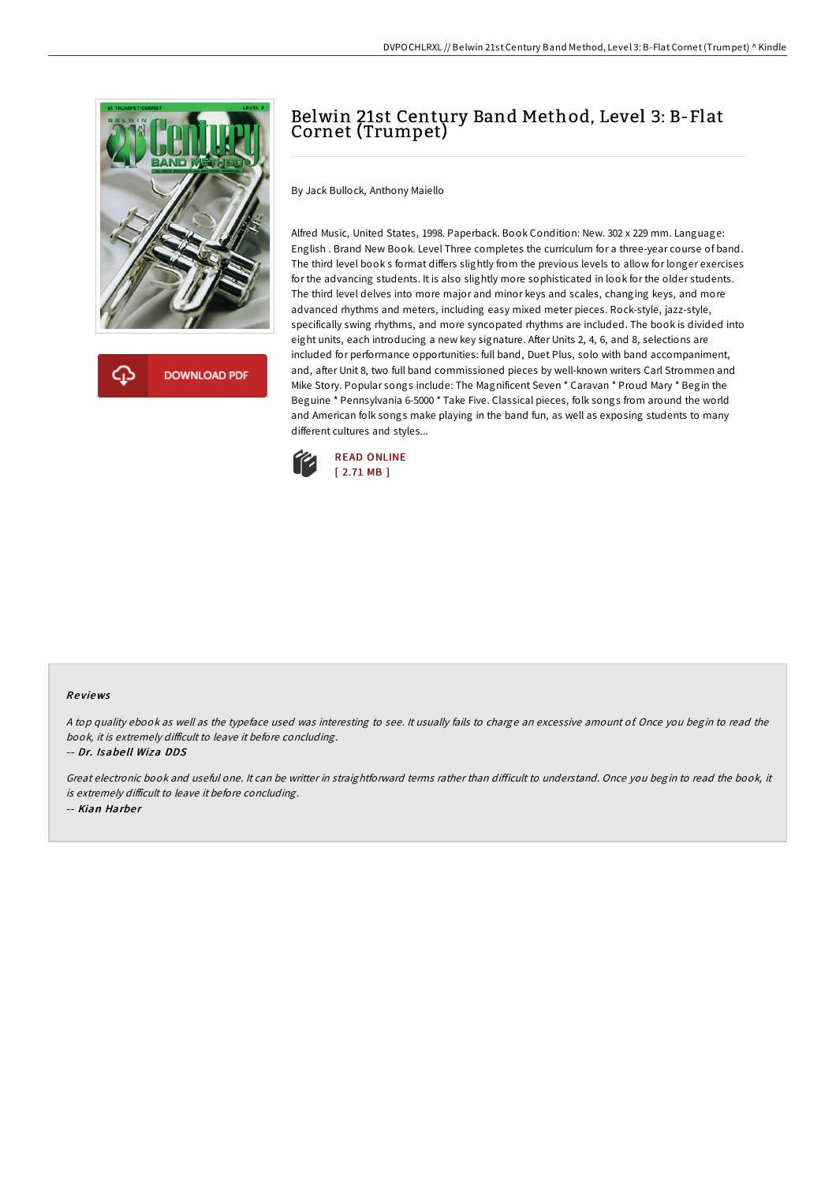# Belwin 21st Century Band Method, Level 3: B-Flat Cornet (Trumpet)

By Jack Bullock, Anthony Maiello

Alfred Music, United States, 1998. Paperback. Book Condition: New. 302 x 229 mm. Language: English . Brand New Book. Level Three completes the curriculum for a three-year course of band. The third level book s format differs slightly from the previous levels to allow for longer exercises for the advancing students. It is also slightly more sophisticated in look for the older students. The third level delves into more major and minor keys and scales, changing keys, and more advanced rhythms and meters, including easy mixed meter pieces. Rock-style, jazz-style, specifically swing rhythms, and more syncopated rhythms are included. The book is divided into eight units, each introducing a new key signature. After Units 2, 4, 6, and 8, selections are included for performance opportunities: full band, Duet Plus, solo with band accompaniment, and, after Unit 8, two full band commissioned pieces by well-known writers Carl Strommen and Mike Story. Popular songs include: The Magnificent Seven * Caravan * Proud Mary * Begin the Beguine * Pennsylvania 6-5000 * Take Five. Classical pieces, folk songs from around the world and American folk songs make playing in the band fun, as well as exposing students to many different cultures and styles...

DOWNLOAD PDF

READ ONLINE
[ 2.71 MB ]

## Reviews

*A top quality ebook as well as the typeface used was interesting to see. It usually fails to charge an excessive amount of. Once you begin to read the book, it is extremely difficult to leave it before concluding.*

-- ***Dr. Isabell Wiza DDS***

*Great electronic book and useful one. It can be writter in straightforward terms rather than difficult to understand. Once you begin to read the book, it is extremely difficult to leave it before concluding.*

-- ***Kian Harber***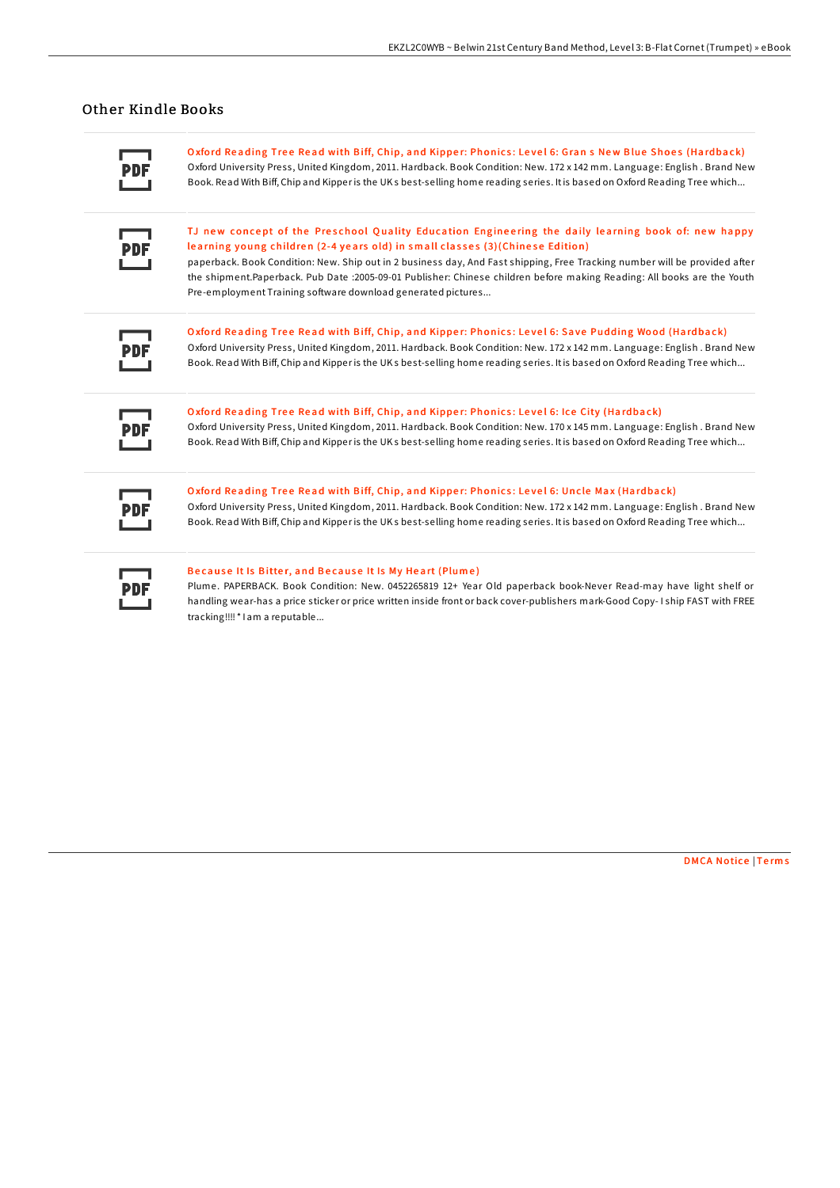## Other Kindle Books

**Oxford Reading Tree Read with Biff, Chip, and Kipper: Phonics: Level 6: Gran s New Blue Shoes (Hardback)**
Oxford University Press, United Kingdom, 2011. Hardback. Book Condition: New. 172 x 142 mm. Language: English . Brand New Book. Read With Biff, Chip and Kipper is the UK s best-selling home reading series. It is based on Oxford Reading Tree which...

**TJ new concept of the Preschool Quality Education Engineering the daily learning book of: new happy learning young children (2-4 years old) in small classes (3)(Chinese Edition)**
paperback. Book Condition: New. Ship out in 2 business day, And Fast shipping, Free Tracking number will be provided after the shipment.Paperback. Pub Date :2005-09-01 Publisher: Chinese children before making Reading: All books are the Youth Pre-employment Training software download generated pictures...

**Oxford Reading Tree Read with Biff, Chip, and Kipper: Phonics: Level 6: Save Pudding Wood (Hardback)**
Oxford University Press, United Kingdom, 2011. Hardback. Book Condition: New. 172 x 142 mm. Language: English . Brand New Book. Read With Biff, Chip and Kipper is the UK s best-selling home reading series. It is based on Oxford Reading Tree which...

**Oxford Reading Tree Read with Biff, Chip, and Kipper: Phonics: Level 6: Ice City (Hardback)**
Oxford University Press, United Kingdom, 2011. Hardback. Book Condition: New. 170 x 145 mm. Language: English . Brand New Book. Read With Biff, Chip and Kipper is the UK s best-selling home reading series. It is based on Oxford Reading Tree which...

**Oxford Reading Tree Read with Biff, Chip, and Kipper: Phonics: Level 6: Uncle Max (Hardback)**
Oxford University Press, United Kingdom, 2011. Hardback. Book Condition: New. 172 x 142 mm. Language: English . Brand New Book. Read With Biff, Chip and Kipper is the UK s best-selling home reading series. It is based on Oxford Reading Tree which...

**Because It Is Bitter, and Because It Is My Heart (Plume)**
Plume. PAPERBACK. Book Condition: New. 0452265819 12+ Year Old paperback book-Never Read-may have light shelf or handling wear-has a price sticker or price written inside front or back cover-publishers mark-Good Copy- I ship FAST with FREE tracking!!!! * I am a reputable...

DMCA Notice | Terms